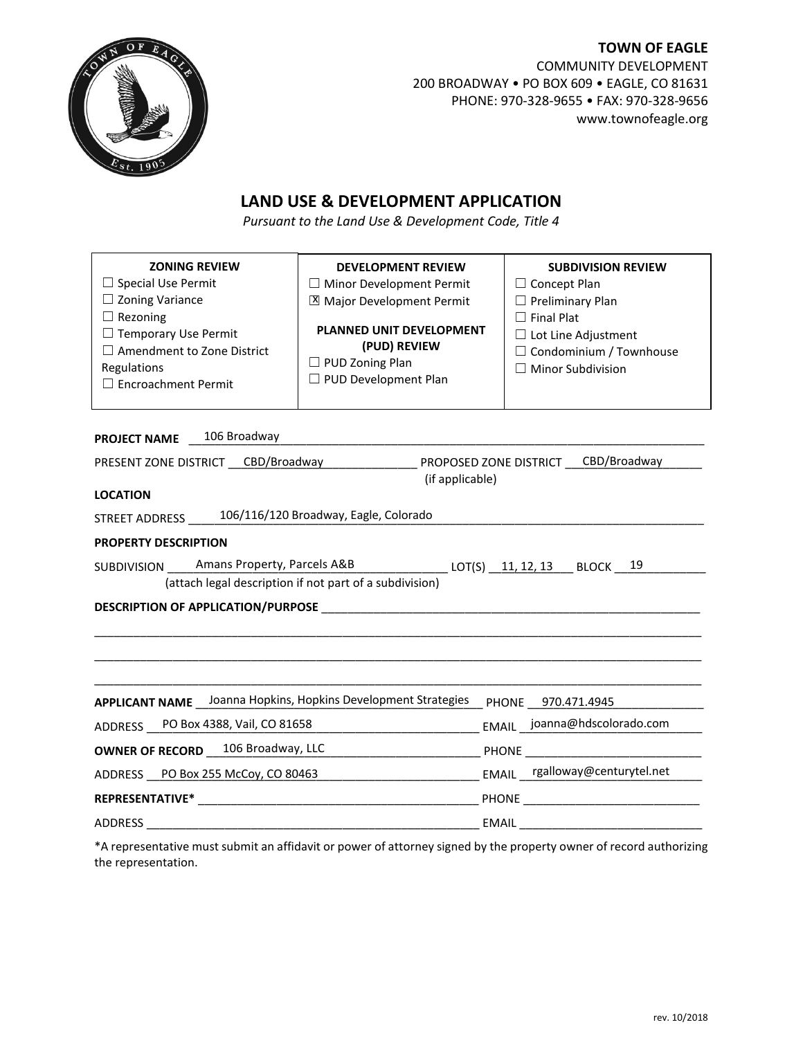**TOWN OF EAGLE**
COMMUNITY DEVELOPMENT
200 BROADWAY • PO BOX 609 • EAGLE, CO 81631
PHONE: 970-328-9655 • FAX: 970-328-9656
www.townofeagle.org

# LAND USE & DEVELOPMENT APPLICATION

*Pursuant to the Land Use & Development Code, Title 4*

| ZONING REVIEW | DEVELOPMENT REVIEW | SUBDIVISION REVIEW |
|---|---|---|
| ☐ Special Use Permit | ☐ Minor Development Permit | ☐ Concept Plan |
| ☐ Zoning Variance | ☒ Major Development Permit | ☐ Preliminary Plan |
| ☐ Rezoning | | ☐ Final Plat |
| ☐ Temporary Use Permit | **PLANNED UNIT DEVELOPMENT (PUD) REVIEW** | ☐ Lot Line Adjustment |
| ☐ Amendment to Zone District Regulations | ☐ PUD Zoning Plan | ☐ Condominium / Townhouse |
| ☐ Encroachment Permit | ☐ PUD Development Plan | ☐ Minor Subdivision |

**PROJECT NAME** 106 Broadway

PRESENT ZONE DISTRICT CBD/Broadway PROPOSED ZONE DISTRICT CBD/Broadway (if applicable)

**LOCATION**

STREET ADDRESS 106/116/120 Broadway, Eagle, Colorado

**PROPERTY DESCRIPTION**

SUBDIVISION Amans Property, Parcels A&B LOT(S) 11, 12, 13 BLOCK 19
(attach legal description if not part of a subdivision)

**DESCRIPTION OF APPLICATION/PURPOSE** ______________________

**APPLICANT NAME** Joanna Hopkins, Hopkins Development Strategies PHONE 970.471.4945

ADDRESS PO Box 4388, Vail, CO 81658 EMAIL joanna@hdscolorado.com

**OWNER OF RECORD** 106 Broadway, LLC PHONE ______________________

ADDRESS PO Box 255 McCoy, CO 80463 EMAIL rgalloway@centurytel.net

**REPRESENTATIVE*** ______________________ PHONE ______________________

ADDRESS ______________________ EMAIL ______________________

*A representative must submit an affidavit or power of attorney signed by the property owner of record authorizing the representation.

rev. 10/2018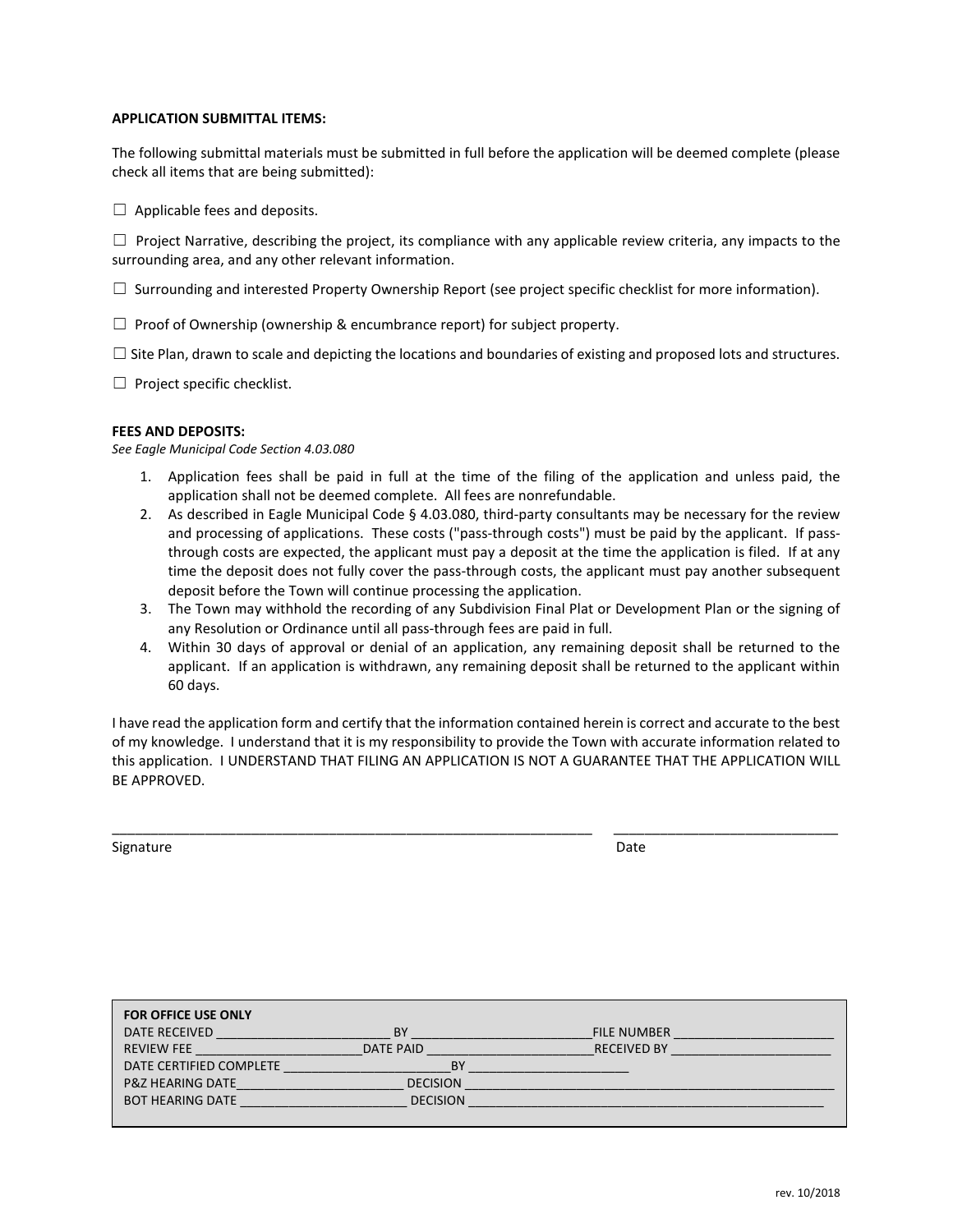**APPLICATION SUBMITTAL ITEMS:**

The following submittal materials must be submitted in full before the application will be deemed complete (please check all items that are being submitted):

☐ Applicable fees and deposits.

☐ Project Narrative, describing the project, its compliance with any applicable review criteria, any impacts to the surrounding area, and any other relevant information.

☐ Surrounding and interested Property Ownership Report (see project specific checklist for more information).

☐ Proof of Ownership (ownership & encumbrance report) for subject property.

☐ Site Plan, drawn to scale and depicting the locations and boundaries of existing and proposed lots and structures.

☐ Project specific checklist.

**FEES AND DEPOSITS:**

*See Eagle Municipal Code Section 4.03.080*

1. Application fees shall be paid in full at the time of the filing of the application and unless paid, the application shall not be deemed complete. All fees are nonrefundable.
2. As described in Eagle Municipal Code § 4.03.080, third-party consultants may be necessary for the review and processing of applications. These costs ("pass-through costs") must be paid by the applicant. If pass-through costs are expected, the applicant must pay a deposit at the time the application is filed. If at any time the deposit does not fully cover the pass-through costs, the applicant must pay another subsequent deposit before the Town will continue processing the application.
3. The Town may withhold the recording of any Subdivision Final Plat or Development Plan or the signing of any Resolution or Ordinance until all pass-through fees are paid in full.
4. Within 30 days of approval or denial of an application, any remaining deposit shall be returned to the applicant. If an application is withdrawn, any remaining deposit shall be returned to the applicant within 60 days.

I have read the application form and certify that the information contained herein is correct and accurate to the best of my knowledge. I understand that it is my responsibility to provide the Town with accurate information related to this application. I UNDERSTAND THAT FILING AN APPLICATION IS NOT A GUARANTEE THAT THE APPLICATION WILL BE APPROVED.

_______________________________________________________________     ______________________________

Signature                                                                                                                    Date

**FOR OFFICE USE ONLY**

DATE RECEIVED ________________________ BY ________________________ FILE NUMBER ______________________

REVIEW FEE ______________________ DATE PAID ______________________ RECEIVED BY ______________________

DATE CERTIFIED COMPLETE ______________________ BY ______________________

P&Z HEARING DATE ______________________ DECISION ________________________________________________

BOT HEARING DATE ______________________ DECISION ________________________________________________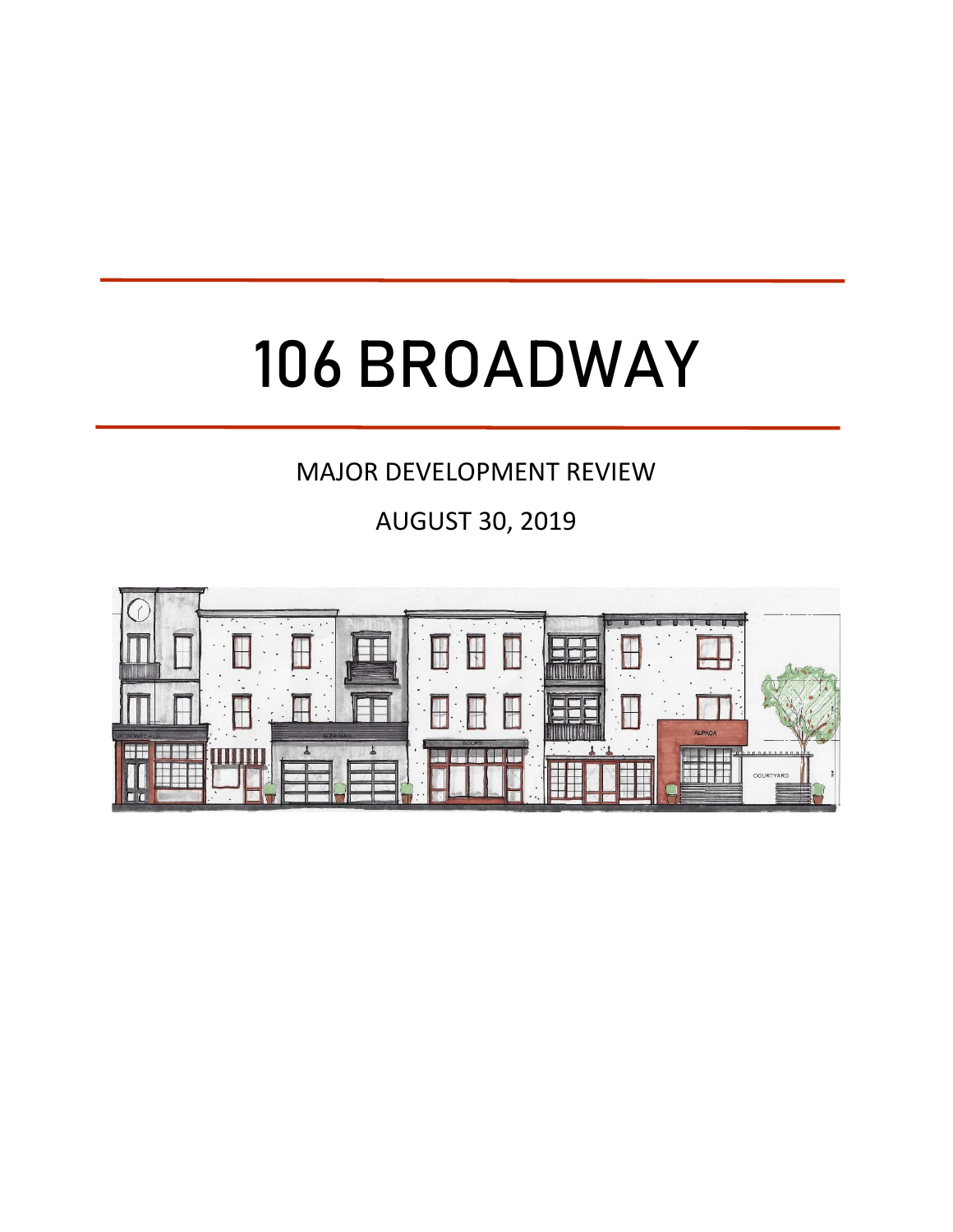# 106 BROADWAY

MAJOR DEVELOPMENT REVIEW

AUGUST 30, 2019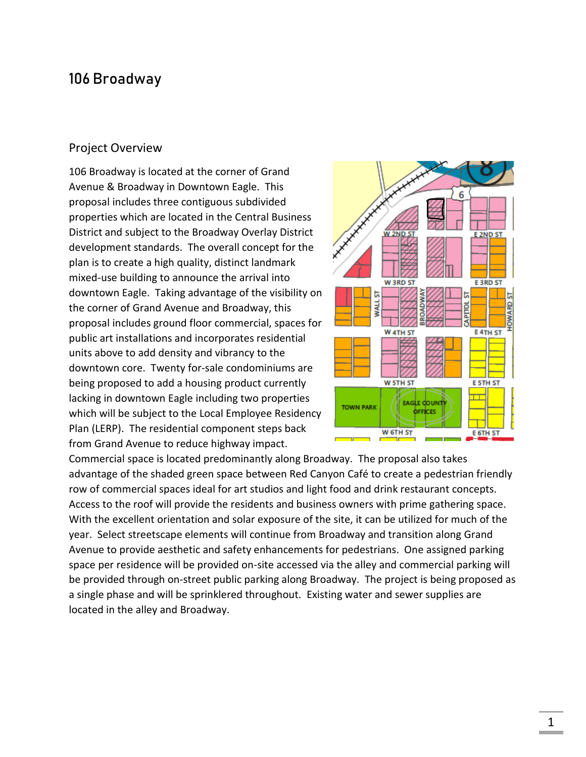# 106 Broadway

## Project Overview

106 Broadway is located at the corner of Grand Avenue & Broadway in Downtown Eagle. This proposal includes three contiguous subdivided properties which are located in the Central Business District and subject to the Broadway Overlay District development standards. The overall concept for the plan is to create a high quality, distinct landmark mixed-use building to announce the arrival into downtown Eagle. Taking advantage of the visibility on the corner of Grand Avenue and Broadway, this proposal includes ground floor commercial, spaces for public art installations and incorporates residential units above to add density and vibrancy to the downtown core. Twenty for-sale condominiums are being proposed to add a housing product currently lacking in downtown Eagle including two properties which will be subject to the Local Employee Residency Plan (LERP). The residential component steps back from Grand Avenue to reduce highway impact. Commercial space is located predominantly along Broadway. The proposal also takes advantage of the shaded green space between Red Canyon Café to create a pedestrian friendly row of commercial spaces ideal for art studios and light food and drink restaurant concepts. Access to the roof will provide the residents and business owners with prime gathering space. With the excellent orientation and solar exposure of the site, it can be utilized for much of the year. Select streetscape elements will continue from Broadway and transition along Grand Avenue to provide aesthetic and safety enhancements for pedestrians. One assigned parking space per residence will be provided on-site accessed via the alley and commercial parking will be provided through on-street public parking along Broadway. The project is being proposed as a single phase and will be sprinklered throughout. Existing water and sewer supplies are located in the alley and Broadway.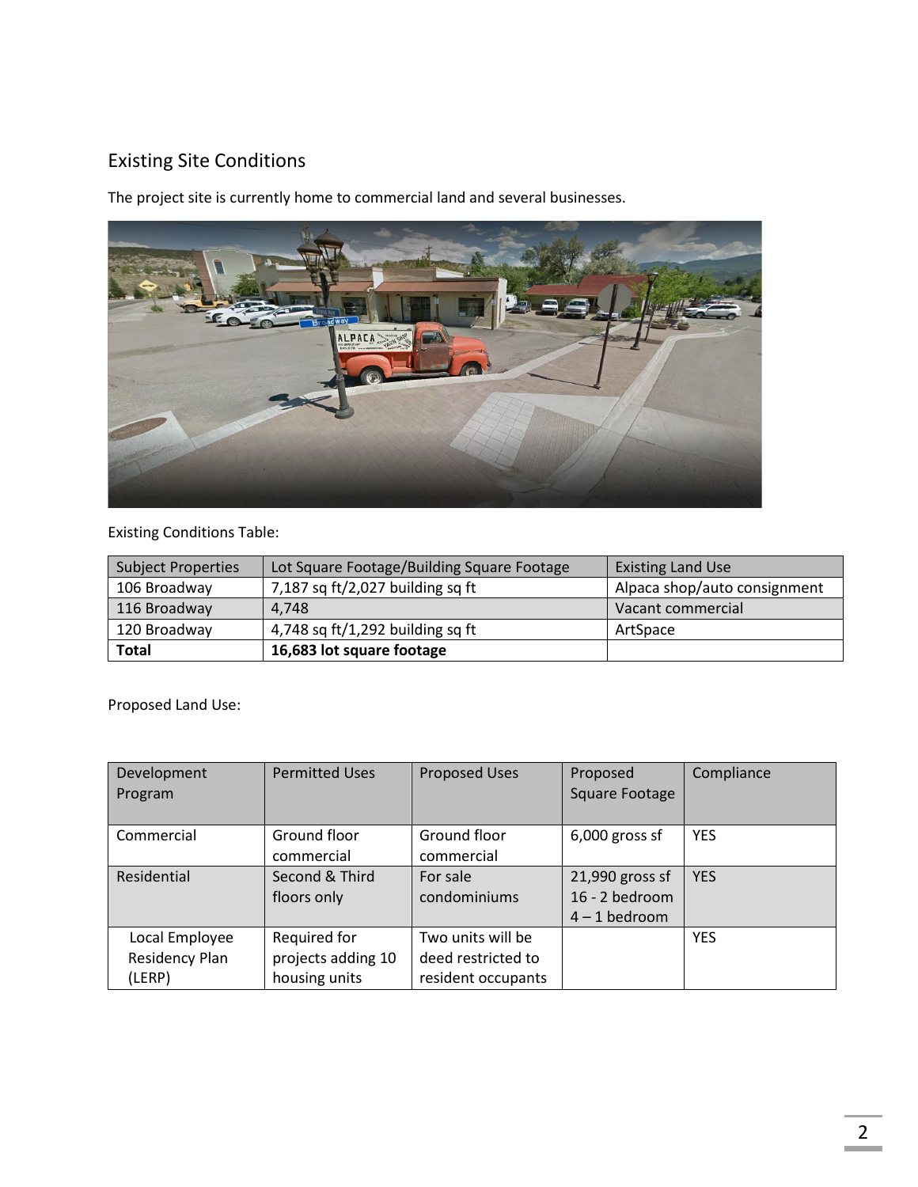## Existing Site Conditions

The project site is currently home to commercial land and several businesses.

Existing Conditions Table:

| Subject Properties | Lot Square Footage/Building Square Footage | Existing Land Use |
| --- | --- | --- |
| 106 Broadway | 7,187 sq ft/2,027 building sq ft | Alpaca shop/auto consignment |
| 116 Broadway | 4,748 | Vacant commercial |
| 120 Broadway | 4,748 sq ft/1,292 building sq ft | ArtSpace |
| **Total** | **16,683 lot square footage** | |

Proposed Land Use:

| Development Program | Permitted Uses | Proposed Uses | Proposed Square Footage | Compliance |
| --- | --- | --- | --- | --- |
| Commercial | Ground floor commercial | Ground floor commercial | 6,000 gross sf | YES |
| Residential | Second & Third floors only | For sale condominiums | 21,990 gross sf<br>16 - 2 bedroom<br>4 – 1 bedroom | YES |
| Local Employee Residency Plan (LERP) | Required for projects adding 10 housing units | Two units will be deed restricted to resident occupants | | YES |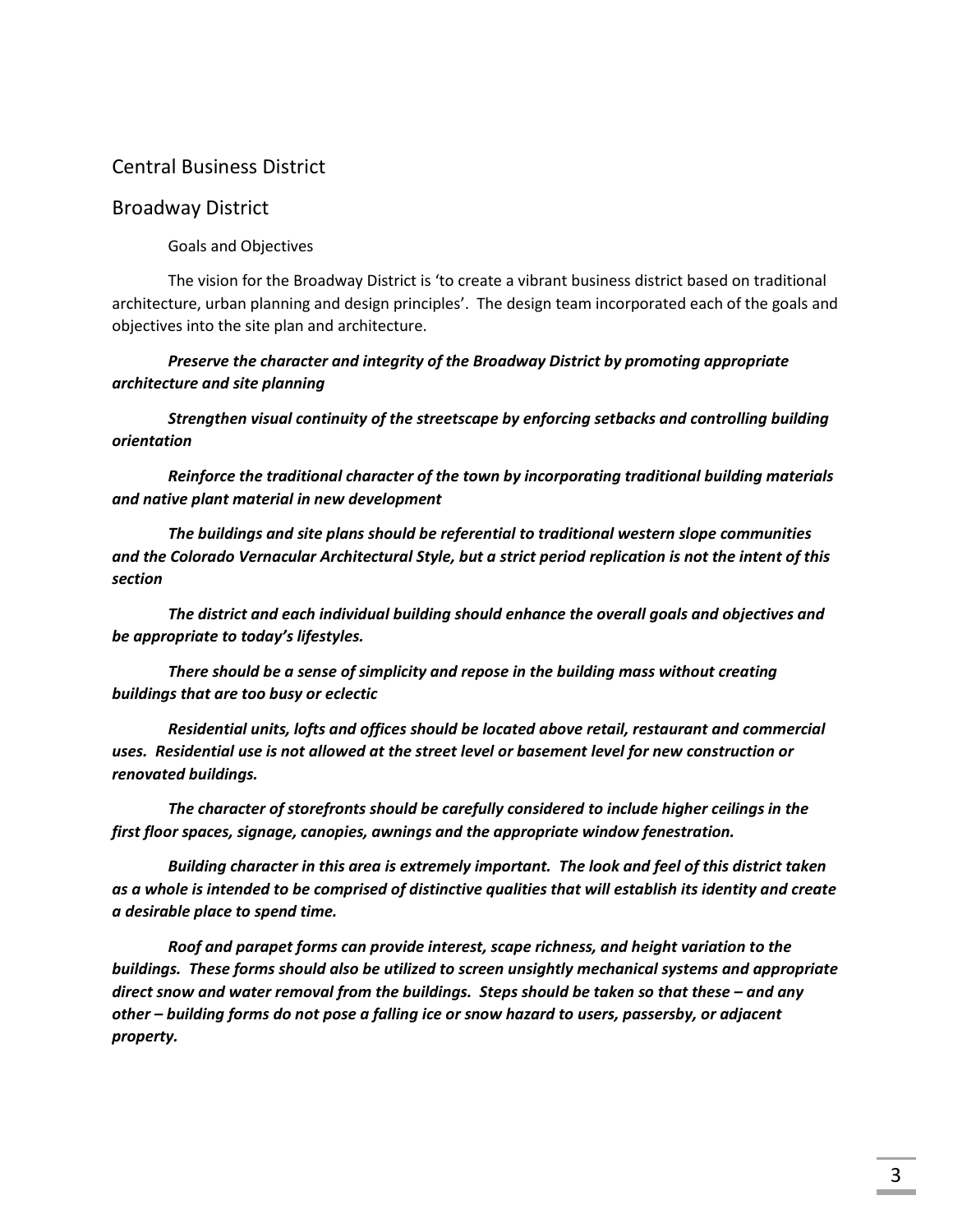## Central Business District

## Broadway District

### Goals and Objectives

The vision for the Broadway District is 'to create a vibrant business district based on traditional architecture, urban planning and design principles'. The design team incorporated each of the goals and objectives into the site plan and architecture.

***Preserve the character and integrity of the Broadway District by promoting appropriate architecture and site planning***

***Strengthen visual continuity of the streetscape by enforcing setbacks and controlling building orientation***

***Reinforce the traditional character of the town by incorporating traditional building materials and native plant material in new development***

***The buildings and site plans should be referential to traditional western slope communities and the Colorado Vernacular Architectural Style, but a strict period replication is not the intent of this section***

***The district and each individual building should enhance the overall goals and objectives and be appropriate to today's lifestyles.***

***There should be a sense of simplicity and repose in the building mass without creating buildings that are too busy or eclectic***

***Residential units, lofts and offices should be located above retail, restaurant and commercial uses. Residential use is not allowed at the street level or basement level for new construction or renovated buildings.***

***The character of storefronts should be carefully considered to include higher ceilings in the first floor spaces, signage, canopies, awnings and the appropriate window fenestration.***

***Building character in this area is extremely important. The look and feel of this district taken as a whole is intended to be comprised of distinctive qualities that will establish its identity and create a desirable place to spend time.***

***Roof and parapet forms can provide interest, scape richness, and height variation to the buildings. These forms should also be utilized to screen unsightly mechanical systems and appropriate direct snow and water removal from the buildings. Steps should be taken so that these – and any other – building forms do not pose a falling ice or snow hazard to users, passersby, or adjacent property.***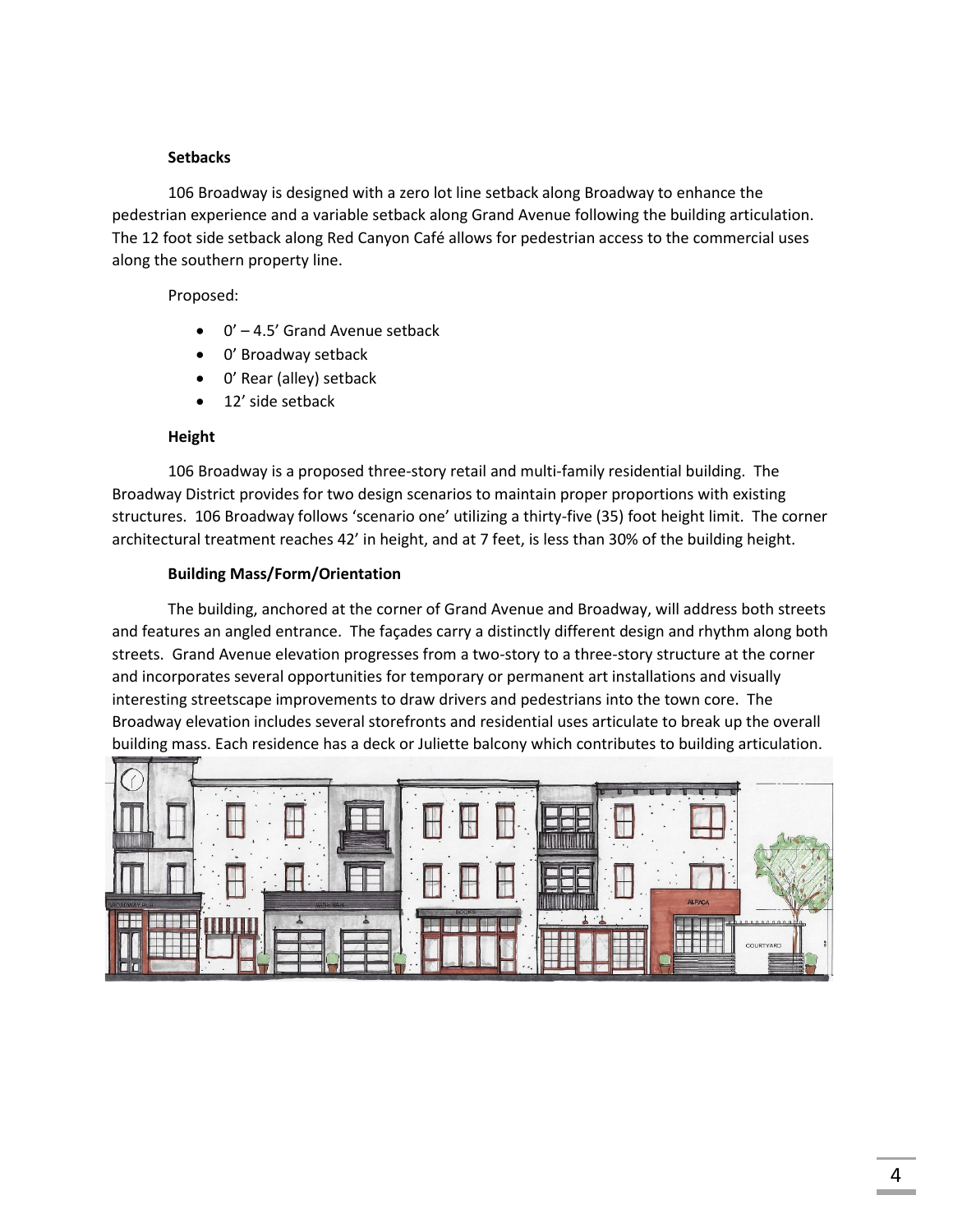### Setbacks

106 Broadway is designed with a zero lot line setback along Broadway to enhance the pedestrian experience and a variable setback along Grand Avenue following the building articulation. The 12 foot side setback along Red Canyon Café allows for pedestrian access to the commercial uses along the southern property line.

Proposed:

- 0' – 4.5' Grand Avenue setback
- 0' Broadway setback
- 0' Rear (alley) setback
- 12' side setback

### Height

106 Broadway is a proposed three-story retail and multi-family residential building. The Broadway District provides for two design scenarios to maintain proper proportions with existing structures. 106 Broadway follows 'scenario one' utilizing a thirty-five (35) foot height limit. The corner architectural treatment reaches 42' in height, and at 7 feet, is less than 30% of the building height.

### Building Mass/Form/Orientation

The building, anchored at the corner of Grand Avenue and Broadway, will address both streets and features an angled entrance. The façades carry a distinctly different design and rhythm along both streets. Grand Avenue elevation progresses from a two-story to a three-story structure at the corner and incorporates several opportunities for temporary or permanent art installations and visually interesting streetscape improvements to draw drivers and pedestrians into the town core. The Broadway elevation includes several storefronts and residential uses articulate to break up the overall building mass. Each residence has a deck or Juliette balcony which contributes to building articulation.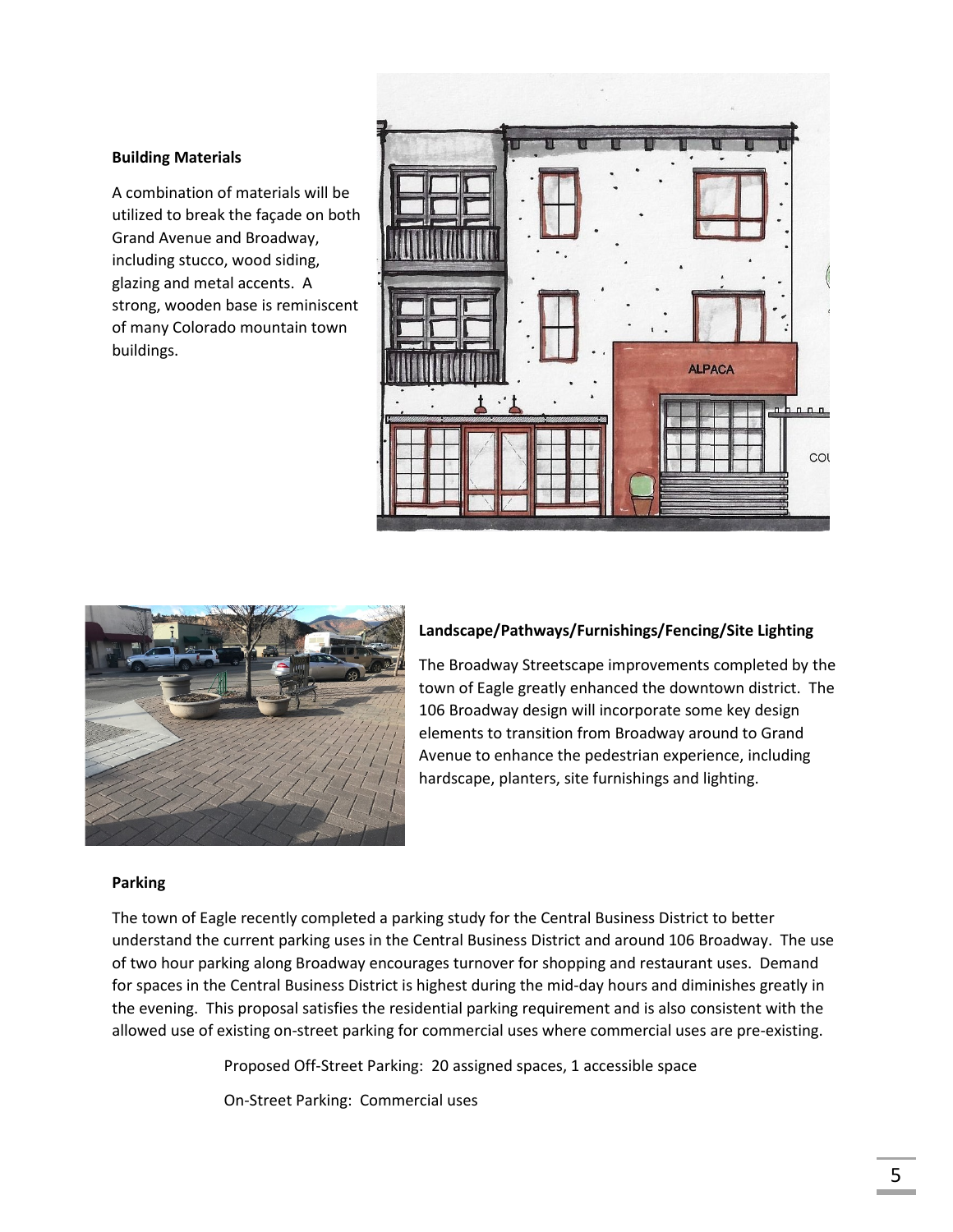**Building Materials**

A combination of materials will be utilized to break the façade on both Grand Avenue and Broadway, including stucco, wood siding, glazing and metal accents. A strong, wooden base is reminiscent of many Colorado mountain town buildings.

**Landscape/Pathways/Furnishings/Fencing/Site Lighting**

The Broadway Streetscape improvements completed by the town of Eagle greatly enhanced the downtown district. The 106 Broadway design will incorporate some key design elements to transition from Broadway around to Grand Avenue to enhance the pedestrian experience, including hardscape, planters, site furnishings and lighting.

**Parking**

The town of Eagle recently completed a parking study for the Central Business District to better understand the current parking uses in the Central Business District and around 106 Broadway. The use of two hour parking along Broadway encourages turnover for shopping and restaurant uses. Demand for spaces in the Central Business District is highest during the mid-day hours and diminishes greatly in the evening. This proposal satisfies the residential parking requirement and is also consistent with the allowed use of existing on-street parking for commercial uses where commercial uses are pre-existing.

Proposed Off-Street Parking: 20 assigned spaces, 1 accessible space

On-Street Parking: Commercial uses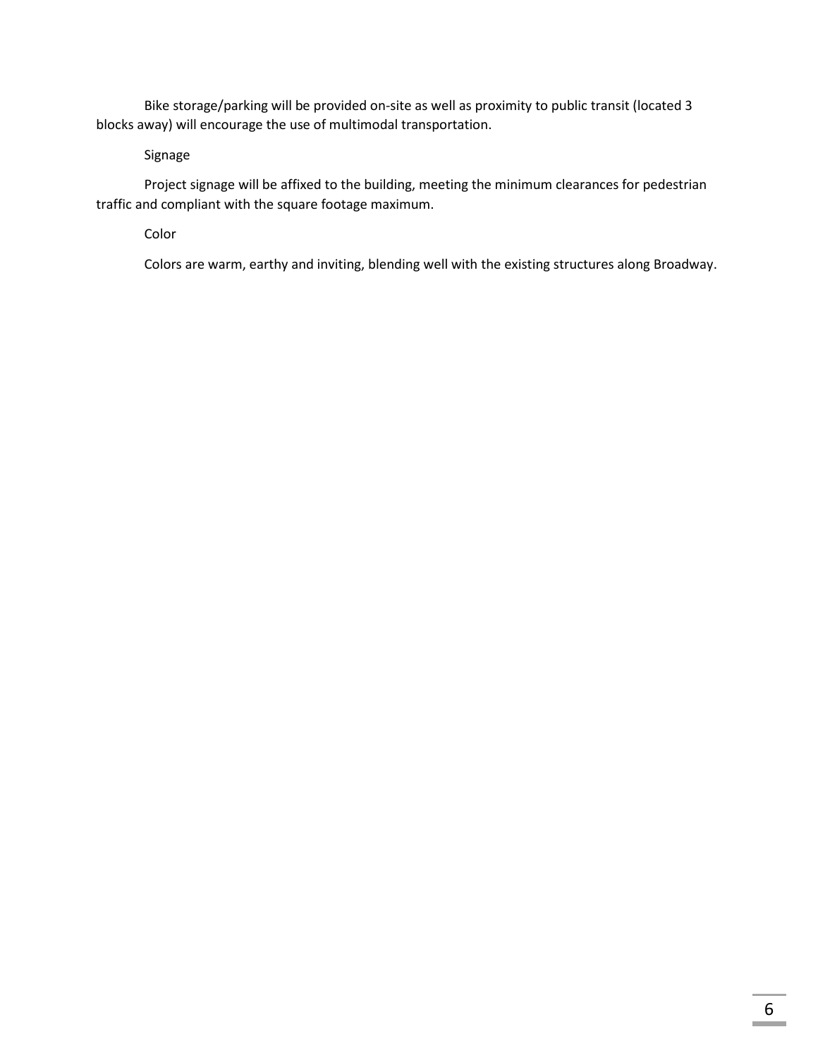Bike storage/parking will be provided on-site as well as proximity to public transit (located 3 blocks away) will encourage the use of multimodal transportation.

Signage

Project signage will be affixed to the building, meeting the minimum clearances for pedestrian traffic and compliant with the square footage maximum.

Color

Colors are warm, earthy and inviting, blending well with the existing structures along Broadway.